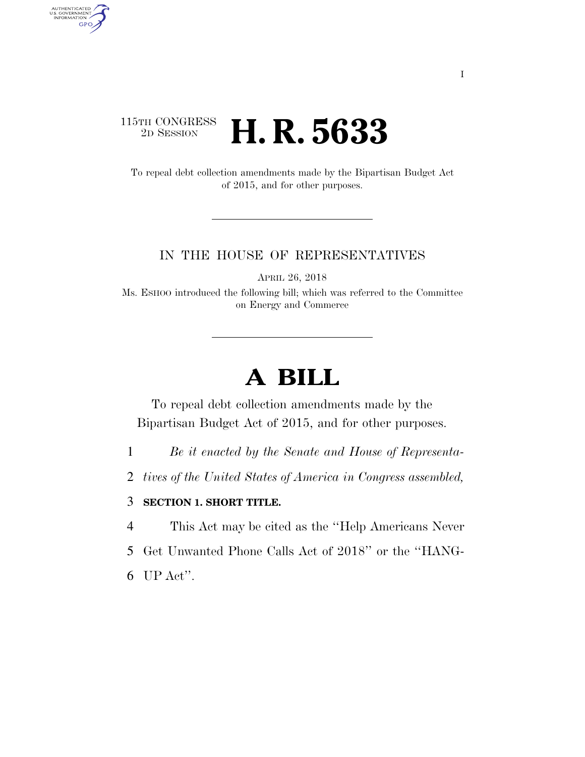115TH CONGRESS
2D SESSION

# H. R. 5633

To repeal debt collection amendments made by the Bipartisan Budget Act of 2015, and for other purposes.

IN THE HOUSE OF REPRESENTATIVES

APRIL 26, 2018

Ms. ESHOO introduced the following bill; which was referred to the Committee on Energy and Commerce

# A BILL

To repeal debt collection amendments made by the Bipartisan Budget Act of 2015, and for other purposes.

1 *Be it enacted by the Senate and House of Representa-*
2 *tives of the United States of America in Congress assembled,*

3 **SECTION 1. SHORT TITLE.**

4 This Act may be cited as the "Help Americans Never
5 Get Unwanted Phone Calls Act of 2018" or the "HANG-
6 UP Act".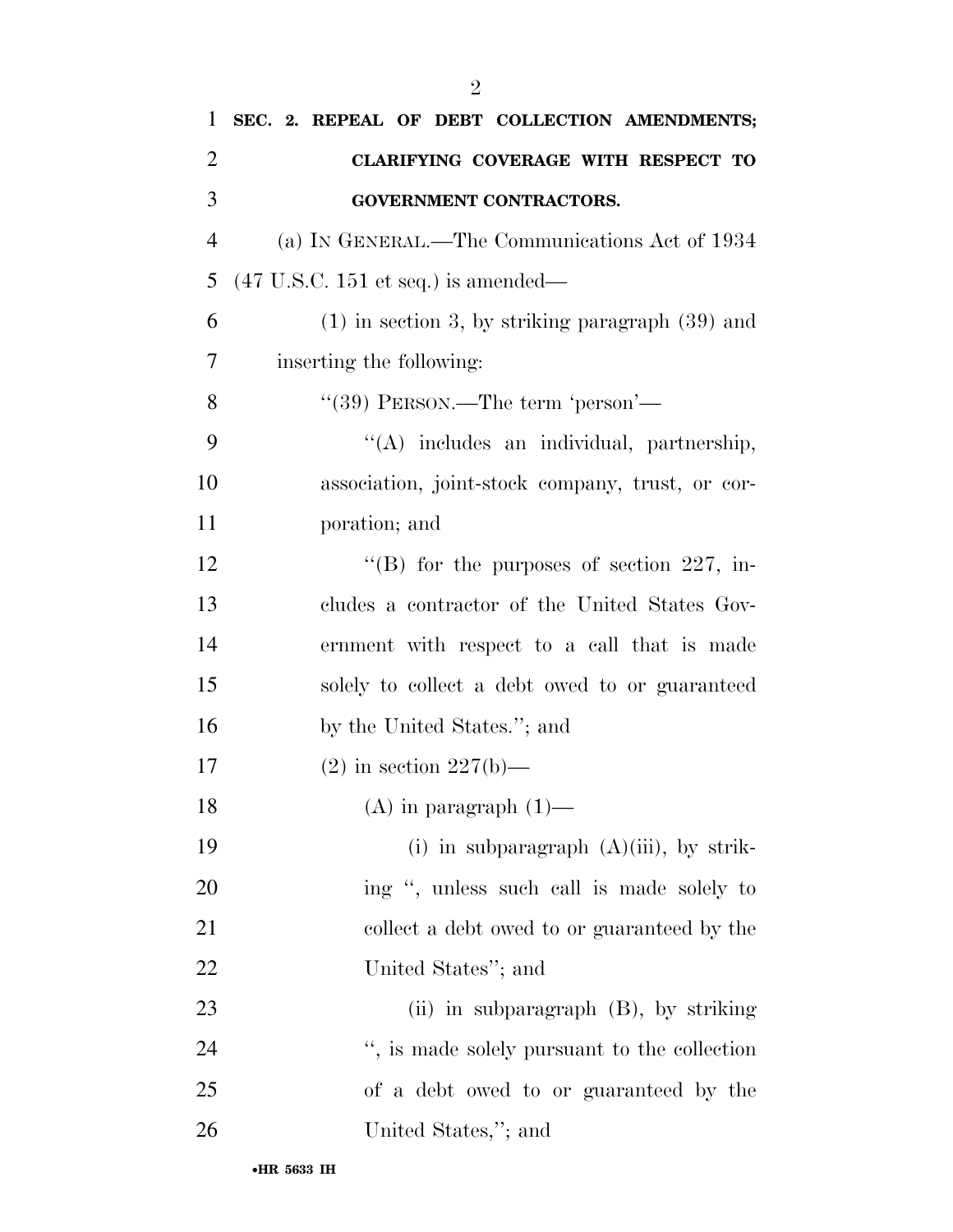**SEC. 2. REPEAL OF DEBT COLLECTION AMENDMENTS; CLARIFYING COVERAGE WITH RESPECT TO GOVERNMENT CONTRACTORS.**

(a) IN GENERAL.—The Communications Act of 1934 (47 U.S.C. 151 et seq.) is amended—

(1) in section 3, by striking paragraph (39) and inserting the following:

"(39) PERSON.—The term 'person'—

"(A) includes an individual, partnership, association, joint-stock company, trust, or corporation; and

"(B) for the purposes of section 227, includes a contractor of the United States Government with respect to a call that is made solely to collect a debt owed to or guaranteed by the United States."; and

(2) in section 227(b)—

(A) in paragraph (1)—

(i) in subparagraph (A)(iii), by striking ", unless such call is made solely to collect a debt owed to or guaranteed by the United States"; and

(ii) in subparagraph (B), by striking ", is made solely pursuant to the collection of a debt owed to or guaranteed by the United States,"; and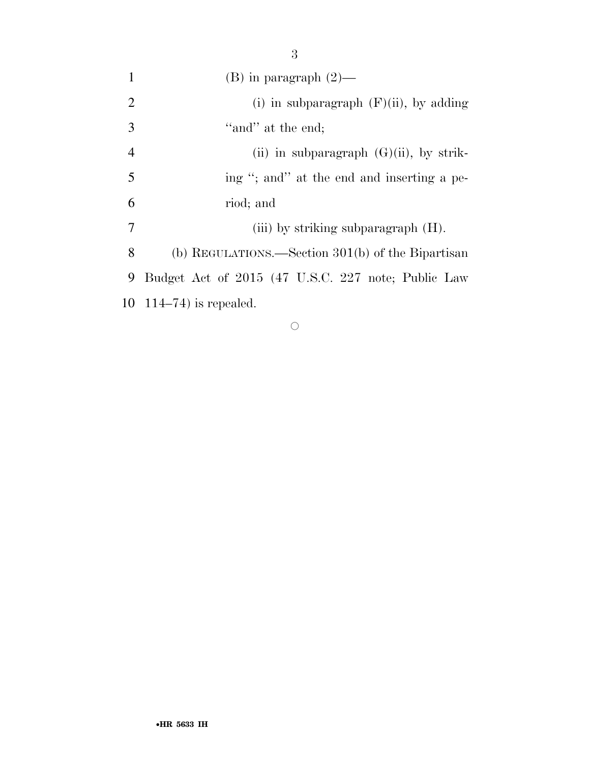(B) in paragraph (2)—

(i) in subparagraph (F)(ii), by adding "and" at the end;

(ii) in subparagraph (G)(ii), by striking "; and" at the end and inserting a period; and

(iii) by striking subparagraph (H).

(b) REGULATIONS.—Section 301(b) of the Bipartisan Budget Act of 2015 (47 U.S.C. 227 note; Public Law 114–74) is repealed.

○